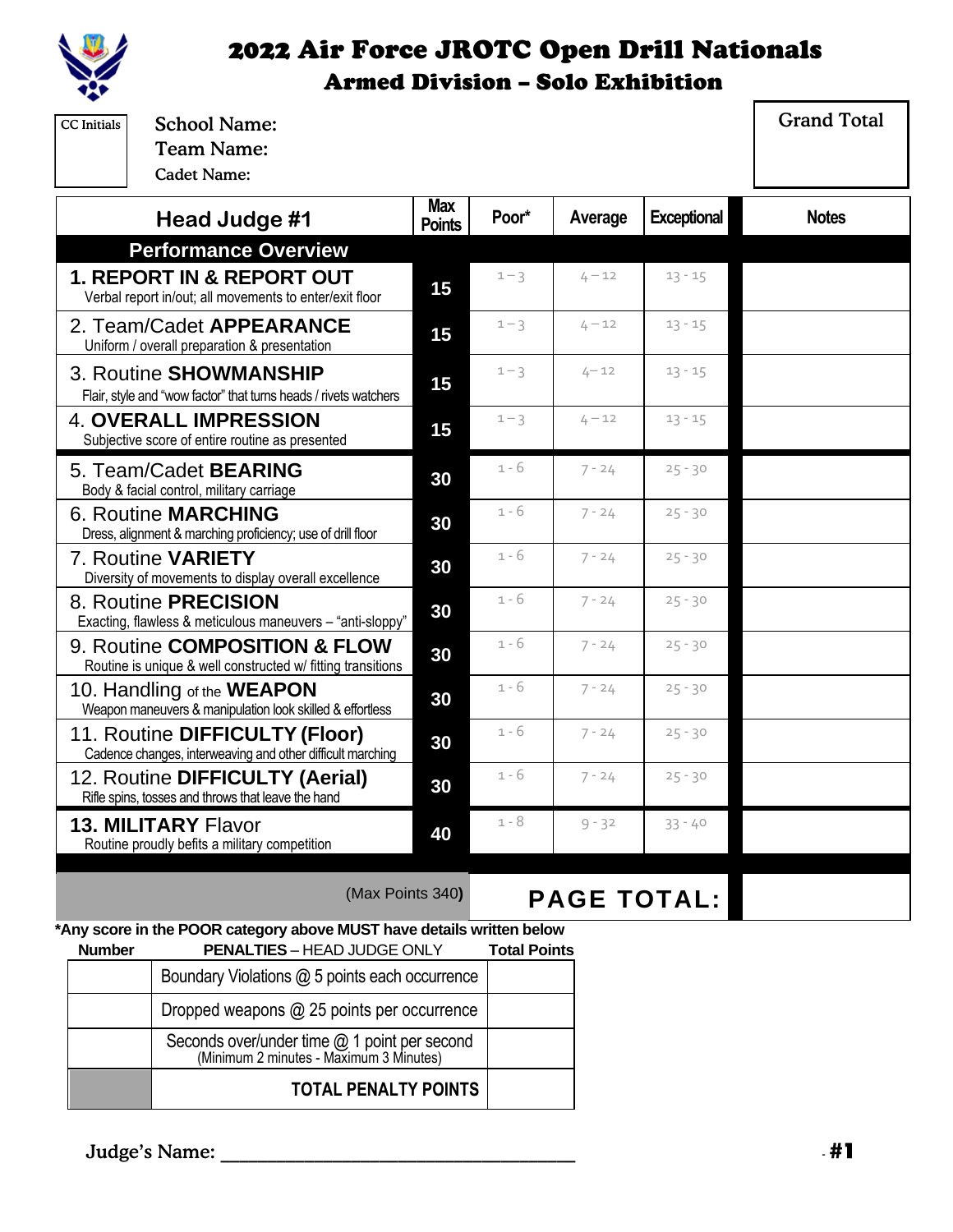# 2022 Air Force JROTC Open Drill Nationals
## Armed Division – Solo Exhibition

CC Initials

School Name:
Team Name:
Cadet Name:

Grand Total

| Head Judge #1 | Max Points | Poor* | Average | Exceptional | Notes |
|---|---|---|---|---|---|
| **Performance Overview** | | | | | |
| **1. REPORT IN & REPORT OUT** Verbal report in/out; all movements to enter/exit floor | 15 | 1 – 3 | 4 – 12 | 13 - 15 | |
| 2. Team/Cadet **APPEARANCE** Uniform / overall preparation & presentation | 15 | 1 – 3 | 4 – 12 | 13 - 15 | |
| 3. Routine **SHOWMANSHIP** Flair, style and "wow factor" that turns heads / rivets watchers | 15 | 1 – 3 | 4– 12 | 13 - 15 | |
| 4. **OVERALL IMPRESSION** Subjective score of entire routine as presented | 15 | 1 – 3 | 4 – 12 | 13 - 15 | |
| 5. Team/Cadet **BEARING** Body & facial control, military carriage | 30 | 1 - 6 | 7 - 24 | 25 - 30 | |
| 6. Routine **MARCHING** Dress, alignment & marching proficiency; use of drill floor | 30 | 1 - 6 | 7 - 24 | 25 - 30 | |
| 7. Routine **VARIETY** Diversity of movements to display overall excellence | 30 | 1 - 6 | 7 - 24 | 25 - 30 | |
| 8. Routine **PRECISION** Exacting, flawless & meticulous maneuvers – "anti-sloppy" | 30 | 1 - 6 | 7 - 24 | 25 - 30 | |
| 9. Routine **COMPOSITION & FLOW** Routine is unique & well constructed w/ fitting transitions | 30 | 1 - 6 | 7 - 24 | 25 - 30 | |
| 10. Handling of the **WEAPON** Weapon maneuvers & manipulation look skilled & effortless | 30 | 1 - 6 | 7 - 24 | 25 - 30 | |
| 11. Routine **DIFFICULTY (Floor)** Cadence changes, interweaving and other difficult marching | 30 | 1 - 6 | 7 - 24 | 25 - 30 | |
| 12. Routine **DIFFICULTY (Aerial)** Rifle spins, tosses and throws that leave the hand | 30 | 1 - 6 | 7 - 24 | 25 - 30 | |
| **13. MILITARY** Flavor Routine proudly befits a military competition | 40 | 1 - 8 | 9 - 32 | 33 - 40 | |
| (Max Points 340) | | **PAGE TOTAL:** | | | |

***Any score in the POOR category above MUST have details written below**

| Number | **PENALTIES** – HEAD JUDGE ONLY | Total Points |
|---|---|---|
| | Boundary Violations @ 5 points each occurrence | |
| | Dropped weapons @ 25 points per occurrence | |
| | Seconds over/under time @ 1 point per second (Minimum 2 minutes - Maximum 3 Minutes) | |
| | **TOTAL PENALTY POINTS** | |

Judge's Name: ______________________________

- **#1**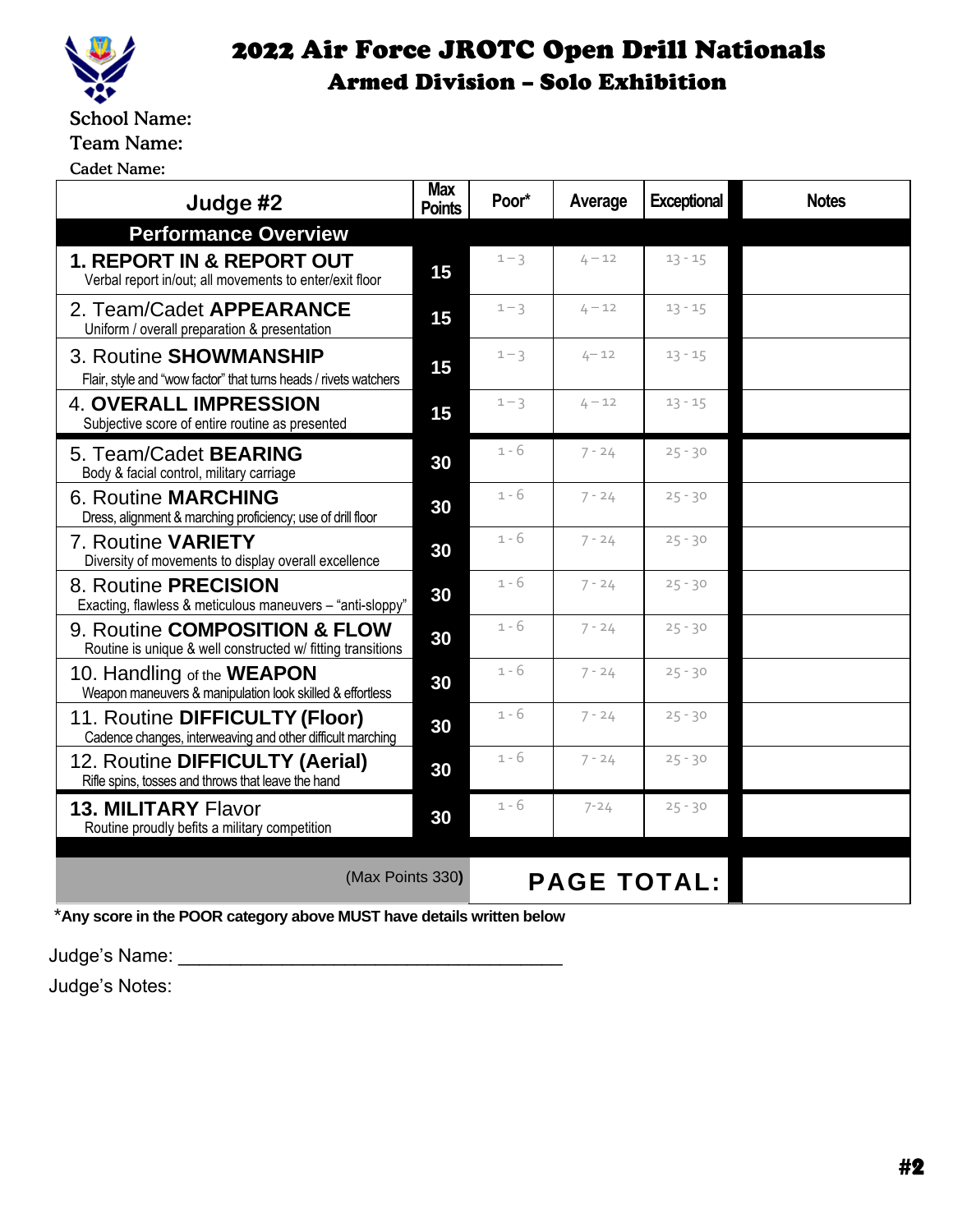# 2022 Air Force JROTC Open Drill Nationals

## Armed Division – Solo Exhibition

School Name:

Team Name:

Cadet Name:

| Judge #2 | Max Points | Poor* | Average | Exceptional | Notes |
|---|---|---|---|---|---|
| **Performance Overview** | | | | | |
| **1. REPORT IN & REPORT OUT** Verbal report in/out; all movements to enter/exit floor | 15 | 1 – 3 | 4 – 12 | 13 - 15 | |
| 2. Team/Cadet **APPEARANCE** Uniform / overall preparation & presentation | 15 | 1 – 3 | 4 – 12 | 13 - 15 | |
| 3. Routine **SHOWMANSHIP** Flair, style and "wow factor" that turns heads / rivets watchers | 15 | 1 – 3 | 4 – 12 | 13 - 15 | |
| 4. **OVERALL IMPRESSION** Subjective score of entire routine as presented | 15 | 1 – 3 | 4 – 12 | 13 - 15 | |
| 5. Team/Cadet **BEARING** Body & facial control, military carriage | 30 | 1 - 6 | 7 - 24 | 25 - 30 | |
| 6. Routine **MARCHING** Dress, alignment & marching proficiency; use of drill floor | 30 | 1 - 6 | 7 - 24 | 25 - 30 | |
| 7. Routine **VARIETY** Diversity of movements to display overall excellence | 30 | 1 - 6 | 7 - 24 | 25 - 30 | |
| 8. Routine **PRECISION** Exacting, flawless & meticulous maneuvers – "anti-sloppy" | 30 | 1 - 6 | 7 - 24 | 25 - 30 | |
| 9. Routine **COMPOSITION & FLOW** Routine is unique & well constructed w/ fitting transitions | 30 | 1 - 6 | 7 - 24 | 25 - 30 | |
| 10. Handling of the **WEAPON** Weapon maneuvers & manipulation look skilled & effortless | 30 | 1 - 6 | 7 - 24 | 25 - 30 | |
| 11. Routine **DIFFICULTY (Floor)** Cadence changes, interweaving and other difficult marching | 30 | 1 - 6 | 7 - 24 | 25 - 30 | |
| 12. Routine **DIFFICULTY (Aerial)** Rifle spins, tosses and throws that leave the hand | 30 | 1 - 6 | 7 - 24 | 25 - 30 | |
| **13. MILITARY** Flavor Routine proudly befits a military competition | 30 | 1 - 6 | 7-24 | 25 - 30 | |
| (Max Points 330) | | **PAGE TOTAL:** | | | |

***Any score in the POOR category above MUST have details written below**

Judge's Name: ______________________________________

Judge's Notes:

**#2**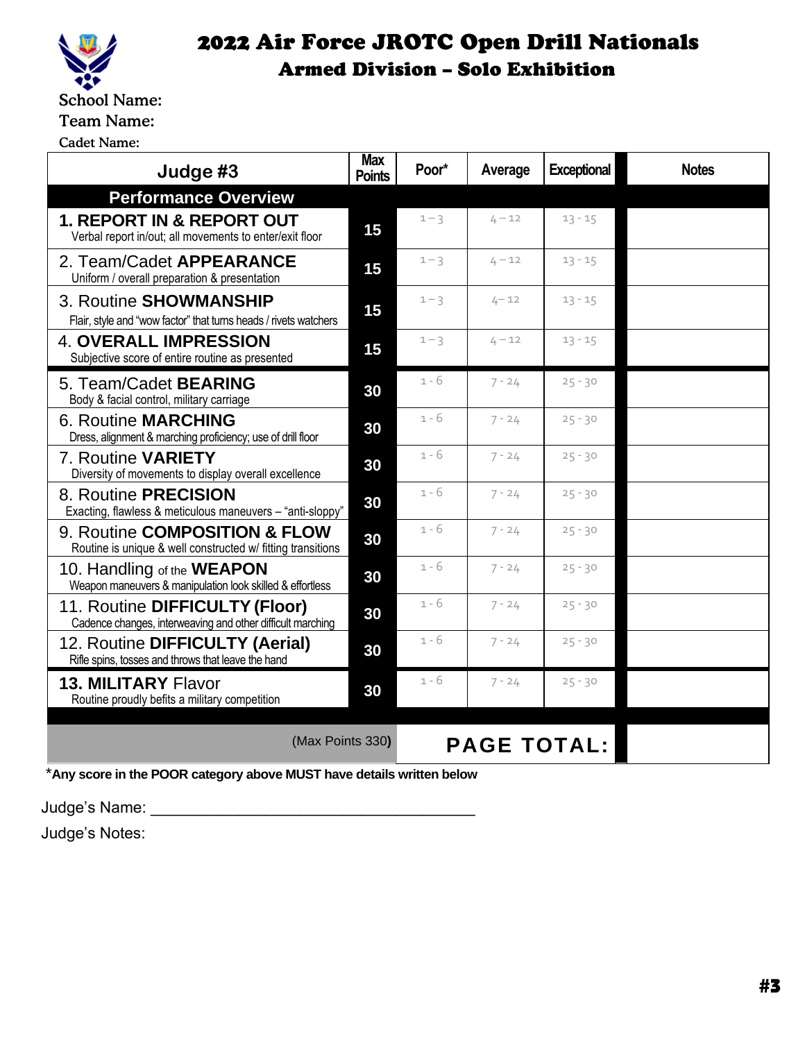# 2022 Air Force JROTC Open Drill Nationals

## Armed Division – Solo Exhibition

School Name:

Team Name:

Cadet Name:

| Judge #3 | Max Points | Poor* | Average | Exceptional | Notes |
|---|---|---|---|---|---|
| **Performance Overview** | | | | | |
| **1. REPORT IN & REPORT OUT** Verbal report in/out; all movements to enter/exit floor | 15 | 1 – 3 | 4 – 12 | 13 - 15 | |
| 2. Team/Cadet **APPEARANCE** Uniform / overall preparation & presentation | 15 | 1 – 3 | 4 – 12 | 13 - 15 | |
| 3. Routine **SHOWMANSHIP** Flair, style and "wow factor" that turns heads / rivets watchers | 15 | 1 – 3 | 4 – 12 | 13 - 15 | |
| 4. **OVERALL IMPRESSION** Subjective score of entire routine as presented | 15 | 1 – 3 | 4 – 12 | 13 - 15 | |
| 5. Team/Cadet **BEARING** Body & facial control, military carriage | 30 | 1 - 6 | 7 - 24 | 25 - 30 | |
| 6. Routine **MARCHING** Dress, alignment & marching proficiency; use of drill floor | 30 | 1 - 6 | 7 - 24 | 25 - 30 | |
| 7. Routine **VARIETY** Diversity of movements to display overall excellence | 30 | 1 - 6 | 7 - 24 | 25 - 30 | |
| 8. Routine **PRECISION** Exacting, flawless & meticulous maneuvers – "anti-sloppy" | 30 | 1 - 6 | 7 - 24 | 25 - 30 | |
| 9. Routine **COMPOSITION & FLOW** Routine is unique & well constructed w/ fitting transitions | 30 | 1 - 6 | 7 - 24 | 25 - 30 | |
| 10. Handling of the **WEAPON** Weapon maneuvers & manipulation look skilled & effortless | 30 | 1 - 6 | 7 - 24 | 25 - 30 | |
| 11. Routine **DIFFICULTY (Floor)** Cadence changes, interweaving and other difficult marching | 30 | 1 - 6 | 7 - 24 | 25 - 30 | |
| 12. Routine **DIFFICULTY (Aerial)** Rifle spins, tosses and throws that leave the hand | 30 | 1 - 6 | 7 - 24 | 25 - 30 | |
| **13. MILITARY** Flavor Routine proudly befits a military competition | 30 | 1 - 6 | 7 - 24 | 25 - 30 | |
| (Max Points 330) | | **PAGE TOTAL:** | | | |

***Any score in the POOR category above MUST have details written below**

Judge's Name: ____________________________________

Judge's Notes:

#3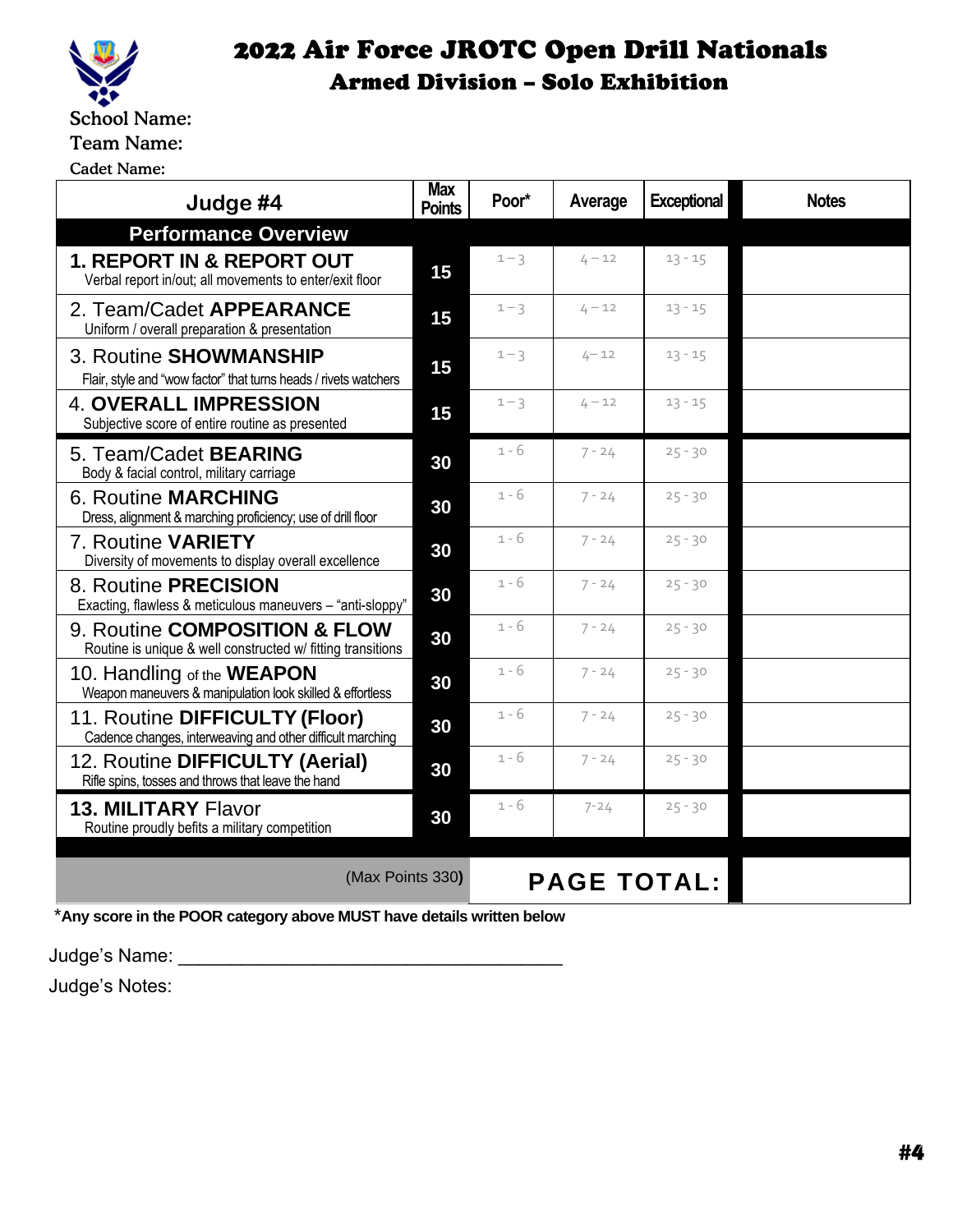# 2022 Air Force JROTC Open Drill Nationals

## Armed Division – Solo Exhibition

School Name:

Team Name:

Cadet Name:

| Judge #4 | Max Points | Poor* | Average | Exceptional | Notes |
|---|---|---|---|---|---|
| **Performance Overview** | | | | | |
| **1. REPORT IN & REPORT OUT** Verbal report in/out; all movements to enter/exit floor | 15 | 1 – 3 | 4 – 12 | 13 - 15 | |
| 2. Team/Cadet **APPEARANCE** Uniform / overall preparation & presentation | 15 | 1 – 3 | 4 – 12 | 13 - 15 | |
| 3. Routine **SHOWMANSHIP** Flair, style and "wow factor" that turns heads / rivets watchers | 15 | 1 – 3 | 4 – 12 | 13 - 15 | |
| 4. **OVERALL IMPRESSION** Subjective score of entire routine as presented | 15 | 1 – 3 | 4 – 12 | 13 - 15 | |
| 5. Team/Cadet **BEARING** Body & facial control, military carriage | 30 | 1 - 6 | 7 - 24 | 25 - 30 | |
| 6. Routine **MARCHING** Dress, alignment & marching proficiency; use of drill floor | 30 | 1 - 6 | 7 - 24 | 25 - 30 | |
| 7. Routine **VARIETY** Diversity of movements to display overall excellence | 30 | 1 - 6 | 7 - 24 | 25 - 30 | |
| 8. Routine **PRECISION** Exacting, flawless & meticulous maneuvers – "anti-sloppy" | 30 | 1 - 6 | 7 - 24 | 25 - 30 | |
| 9. Routine **COMPOSITION & FLOW** Routine is unique & well constructed w/ fitting transitions | 30 | 1 - 6 | 7 - 24 | 25 - 30 | |
| 10. Handling of the **WEAPON** Weapon maneuvers & manipulation look skilled & effortless | 30 | 1 - 6 | 7 - 24 | 25 - 30 | |
| 11. Routine **DIFFICULTY (Floor)** Cadence changes, interweaving and other difficult marching | 30 | 1 - 6 | 7 - 24 | 25 - 30 | |
| 12. Routine **DIFFICULTY (Aerial)** Rifle spins, tosses and throws that leave the hand | 30 | 1 - 6 | 7 - 24 | 25 - 30 | |
| **13. MILITARY** Flavor Routine proudly befits a military competition | 30 | 1 - 6 | 7-24 | 25 - 30 | |
| (Max Points 330) | | **PAGE TOTAL:** | | | |

***Any score in the POOR category above MUST have details written below**

Judge's Name: ____________________________________

Judge's Notes:

#4